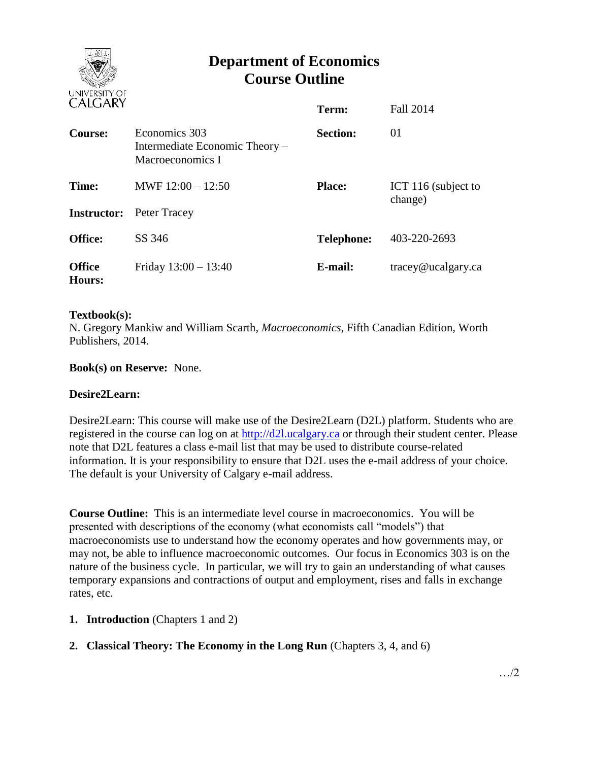# Department of Economics
# Course Outline

UNIVERSITY OF CALGARY

| | | | |
|---|---|---|---|
| | | **Term:** | Fall 2014 |
| **Course:** | Economics 303 Intermediate Economic Theory – Macroeconomics I | **Section:** | 01 |
| **Time:** | MWF 12:00 – 12:50 | **Place:** | ICT 116 (subject to change) |
| **Instructor:** | Peter Tracey | | |
| **Office:** | SS 346 | **Telephone:** | 403-220-2693 |
| **Office Hours:** | Friday 13:00 – 13:40 | **E-mail:** | tracey@ucalgary.ca |

**Textbook(s):**
N. Gregory Mankiw and William Scarth, *Macroeconomics*, Fifth Canadian Edition, Worth Publishers, 2014.

**Book(s) on Reserve:** None.

**Desire2Learn:**

Desire2Learn: This course will make use of the Desire2Learn (D2L) platform. Students who are registered in the course can log on at http://d2l.ucalgary.ca or through their student center. Please note that D2L features a class e-mail list that may be used to distribute course-related information. It is your responsibility to ensure that D2L uses the e-mail address of your choice. The default is your University of Calgary e-mail address.

**Course Outline:** This is an intermediate level course in macroeconomics. You will be presented with descriptions of the economy (what economists call "models") that macroeconomists use to understand how the economy operates and how governments may, or may not, be able to influence macroeconomic outcomes. Our focus in Economics 303 is on the nature of the business cycle. In particular, we will try to gain an understanding of what causes temporary expansions and contractions of output and employment, rises and falls in exchange rates, etc.

1. **Introduction** (Chapters 1 and 2)
2. **Classical Theory: The Economy in the Long Run** (Chapters 3, 4, and 6)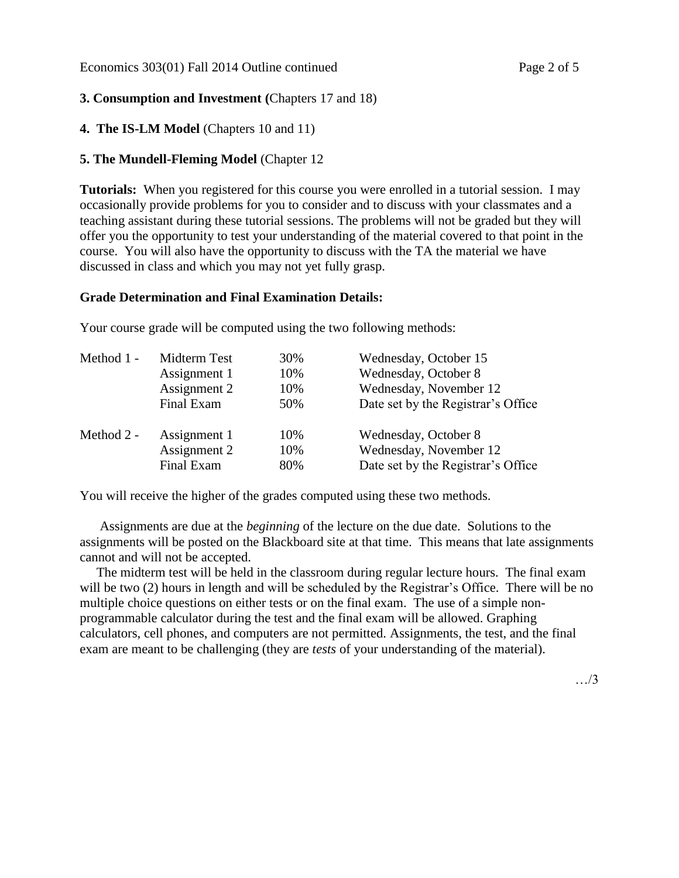**3. Consumption and Investment (**Chapters 17 and 18)

**4. The IS-LM Model** (Chapters 10 and 11)

**5. The Mundell-Fleming Model** (Chapter 12

**Tutorials:** When you registered for this course you were enrolled in a tutorial session. I may occasionally provide problems for you to consider and to discuss with your classmates and a teaching assistant during these tutorial sessions. The problems will not be graded but they will offer you the opportunity to test your understanding of the material covered to that point in the course. You will also have the opportunity to discuss with the TA the material we have discussed in class and which you may not yet fully grasp.

**Grade Determination and Final Examination Details:**

Your course grade will be computed using the two following methods:

| | | | |
|---|---|---|---|
| Method 1 - | Midterm Test | 30% | Wednesday, October 15 |
| | Assignment 1 | 10% | Wednesday, October 8 |
| | Assignment 2 | 10% | Wednesday, November 12 |
| | Final Exam | 50% | Date set by the Registrar's Office |
| Method 2 - | Assignment 1 | 10% | Wednesday, October 8 |
| | Assignment 2 | 10% | Wednesday, November 12 |
| | Final Exam | 80% | Date set by the Registrar's Office |

You will receive the higher of the grades computed using these two methods.

Assignments are due at the *beginning* of the lecture on the due date. Solutions to the assignments will be posted on the Blackboard site at that time. This means that late assignments cannot and will not be accepted.

The midterm test will be held in the classroom during regular lecture hours. The final exam will be two (2) hours in length and will be scheduled by the Registrar's Office. There will be no multiple choice questions on either tests or on the final exam. The use of a simple non-programmable calculator during the test and the final exam will be allowed. Graphing calculators, cell phones, and computers are not permitted. Assignments, the test, and the final exam are meant to be challenging (they are *tests* of your understanding of the material).

…/3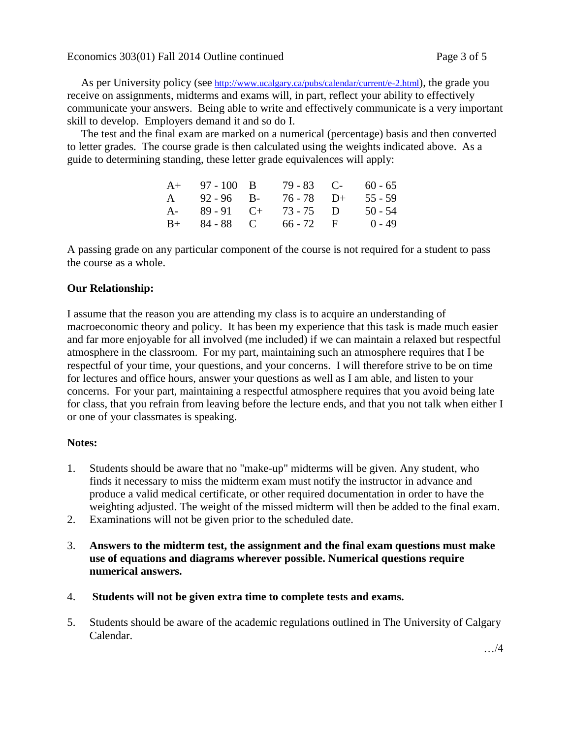As per University policy (see [http://www.ucalgary.ca/pubs/calendar/current/e-2.html](http://www.ucalgary.ca/pubs/calendar/current/e-2.html)), the grade you receive on assignments, midterms and exams will, in part, reflect your ability to effectively communicate your answers. Being able to write and effectively communicate is a very important skill to develop. Employers demand it and so do I.

The test and the final exam are marked on a numerical (percentage) basis and then converted to letter grades. The course grade is then calculated using the weights indicated above. As a guide to determining standing, these letter grade equivalences will apply:

| | | | | | |
|---|---|---|---|---|---|
| A+ | 97 - 100 | B | 79 - 83 | C- | 60 - 65 |
| A | 92 - 96 | B- | 76 - 78 | D+ | 55 - 59 |
| A- | 89 - 91 | C+ | 73 - 75 | D | 50 - 54 |
| B+ | 84 - 88 | C | 66 - 72 | F | 0 - 49 |

A passing grade on any particular component of the course is not required for a student to pass the course as a whole.

**Our Relationship:**

I assume that the reason you are attending my class is to acquire an understanding of macroeconomic theory and policy. It has been my experience that this task is made much easier and far more enjoyable for all involved (me included) if we can maintain a relaxed but respectful atmosphere in the classroom. For my part, maintaining such an atmosphere requires that I be respectful of your time, your questions, and your concerns. I will therefore strive to be on time for lectures and office hours, answer your questions as well as I am able, and listen to your concerns. For your part, maintaining a respectful atmosphere requires that you avoid being late for class, that you refrain from leaving before the lecture ends, and that you not talk when either I or one of your classmates is speaking.

**Notes:**

1. Students should be aware that no "make-up" midterms will be given. Any student, who finds it necessary to miss the midterm exam must notify the instructor in advance and produce a valid medical certificate, or other required documentation in order to have the weighting adjusted. The weight of the missed midterm will then be added to the final exam.
2. Examinations will not be given prior to the scheduled date.
3. **Answers to the midterm test, the assignment and the final exam questions must make use of equations and diagrams wherever possible. Numerical questions require numerical answers.**
4. **Students will not be given extra time to complete tests and exams.**
5. Students should be aware of the academic regulations outlined in The University of Calgary Calendar.

…/4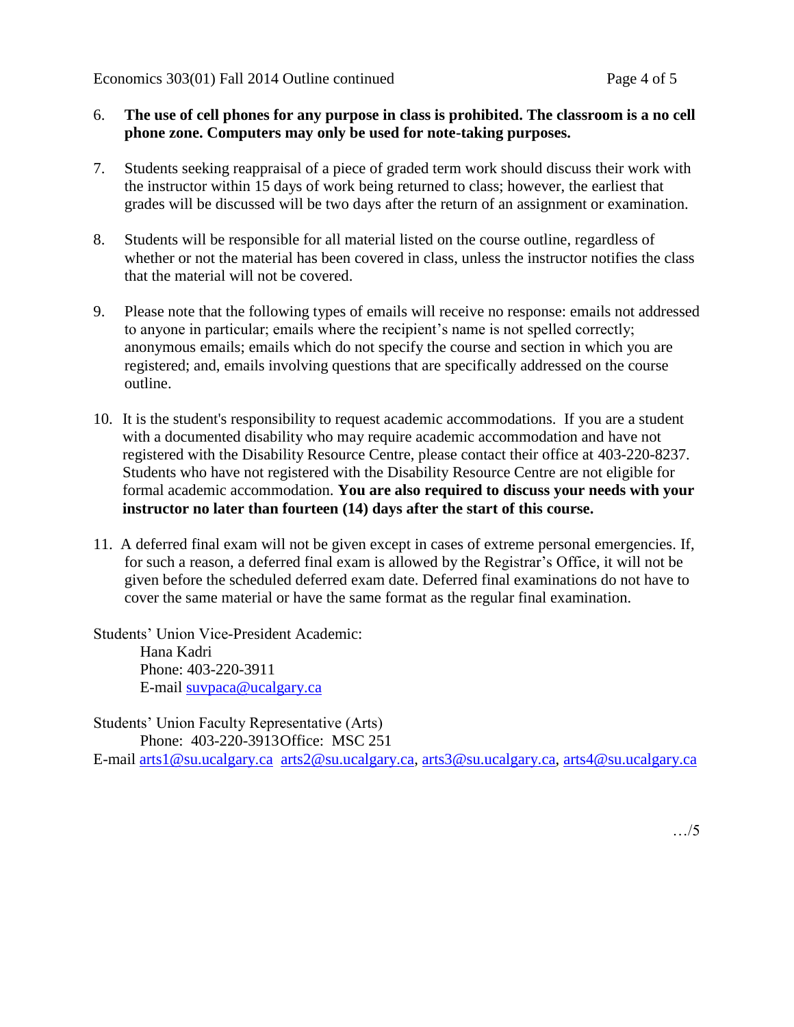6. **The use of cell phones for any purpose in class is prohibited. The classroom is a no cell phone zone. Computers may only be used for note-taking purposes.**

7. Students seeking reappraisal of a piece of graded term work should discuss their work with the instructor within 15 days of work being returned to class; however, the earliest that grades will be discussed will be two days after the return of an assignment or examination.

8. Students will be responsible for all material listed on the course outline, regardless of whether or not the material has been covered in class, unless the instructor notifies the class that the material will not be covered.

9. Please note that the following types of emails will receive no response: emails not addressed to anyone in particular; emails where the recipient's name is not spelled correctly; anonymous emails; emails which do not specify the course and section in which you are registered; and, emails involving questions that are specifically addressed on the course outline.

10. It is the student's responsibility to request academic accommodations. If you are a student with a documented disability who may require academic accommodation and have not registered with the Disability Resource Centre, please contact their office at 403-220-8237. Students who have not registered with the Disability Resource Centre are not eligible for formal academic accommodation. **You are also required to discuss your needs with your instructor no later than fourteen (14) days after the start of this course.**

11. A deferred final exam will not be given except in cases of extreme personal emergencies. If, for such a reason, a deferred final exam is allowed by the Registrar's Office, it will not be given before the scheduled deferred exam date. Deferred final examinations do not have to cover the same material or have the same format as the regular final examination.

Students' Union Vice-President Academic:
Hana Kadri
Phone: 403-220-3911
E-mail suvpaca@ucalgary.ca

Students' Union Faculty Representative (Arts)
Phone: 403-220-3913 Office: MSC 251
E-mail arts1@su.ucalgary.ca arts2@su.ucalgary.ca, arts3@su.ucalgary.ca, arts4@su.ucalgary.ca

…/5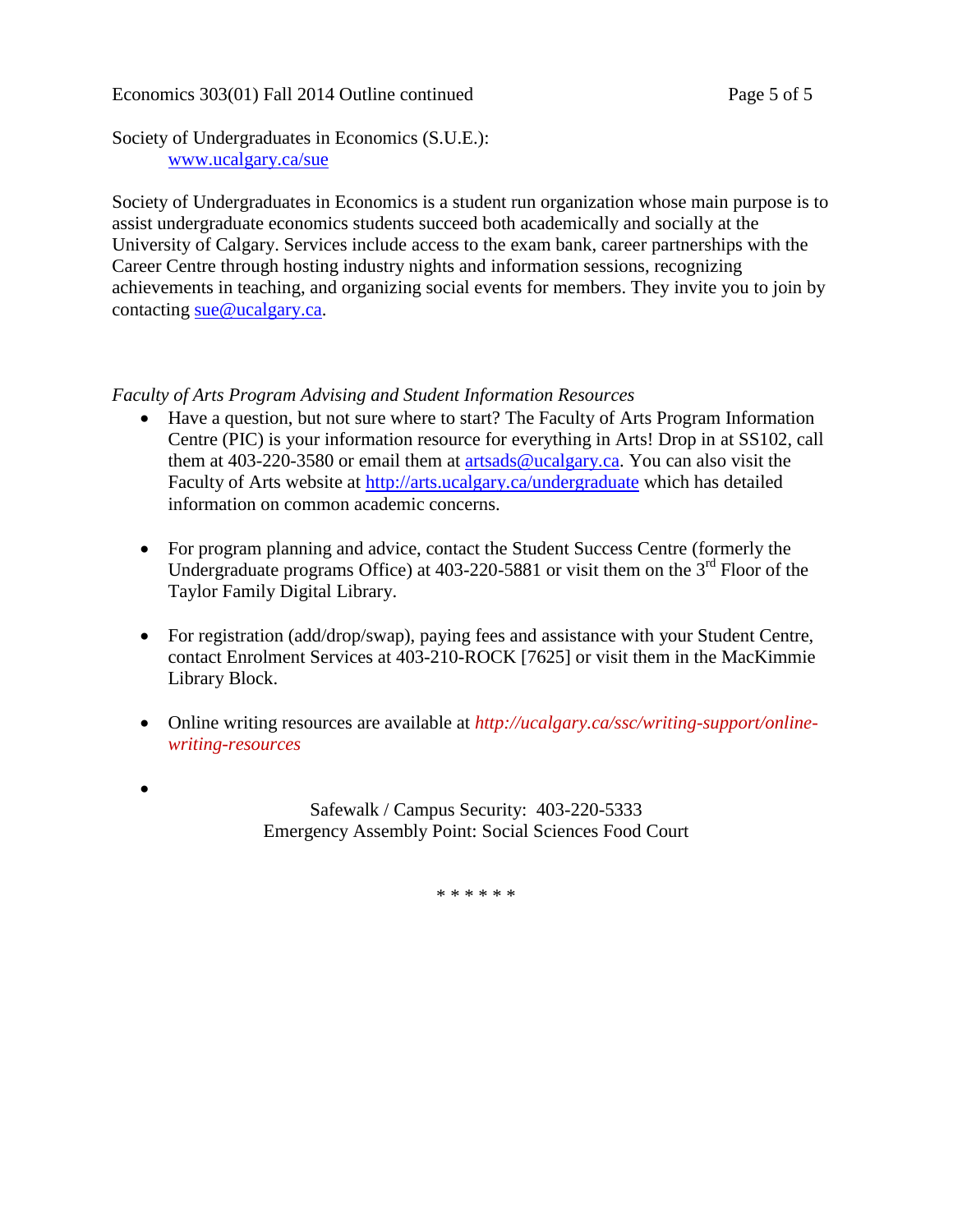Society of Undergraduates in Economics (S.U.E.):
www.ucalgary.ca/sue

Society of Undergraduates in Economics is a student run organization whose main purpose is to assist undergraduate economics students succeed both academically and socially at the University of Calgary. Services include access to the exam bank, career partnerships with the Career Centre through hosting industry nights and information sessions, recognizing achievements in teaching, and organizing social events for members. They invite you to join by contacting sue@ucalgary.ca.

*Faculty of Arts Program Advising and Student Information Resources*

- Have a question, but not sure where to start? The Faculty of Arts Program Information Centre (PIC) is your information resource for everything in Arts! Drop in at SS102, call them at 403-220-3580 or email them at artsads@ucalgary.ca. You can also visit the Faculty of Arts website at http://arts.ucalgary.ca/undergraduate which has detailed information on common academic concerns.

- For program planning and advice, contact the Student Success Centre (formerly the Undergraduate programs Office) at 403-220-5881 or visit them on the 3rd Floor of the Taylor Family Digital Library.

- For registration (add/drop/swap), paying fees and assistance with your Student Centre, contact Enrolment Services at 403-210-ROCK [7625] or visit them in the MacKimmie Library Block.

- Online writing resources are available at *http://ucalgary.ca/ssc/writing-support/online-writing-resources*

- 

Safewalk / Campus Security: 403-220-5333
Emergency Assembly Point: Social Sciences Food Court

\* \* \* \* \* \*